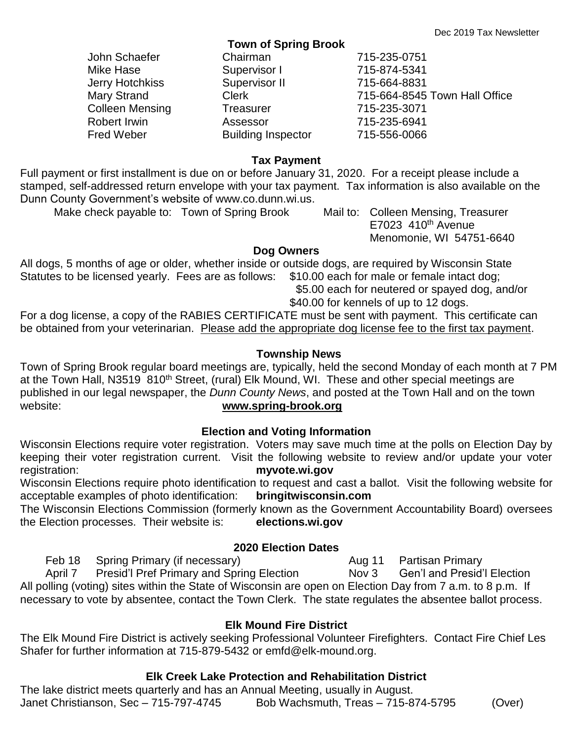Dec 2019 Tax Newsletter

## Town of Spring Brook

| | | |
|---|---|---|
| John Schaefer | Chairman | 715-235-0751 |
| Mike Hase | Supervisor I | 715-874-5341 |
| Jerry Hotchkiss | Supervisor II | 715-664-8831 |
| Mary Strand | Clerk | 715-664-8545 Town Hall Office |
| Colleen Mensing | Treasurer | 715-235-3071 |
| Robert Irwin | Assessor | 715-235-6941 |
| Fred Weber | Building Inspector | 715-556-0066 |

### Tax Payment

Full payment or first installment is due on or before January 31, 2020. For a receipt please include a stamped, self-addressed return envelope with your tax payment. Tax information is also available on the Dunn County Government's website of www.co.dunn.wi.us.

Make check payable to: Town of Spring Brook

Mail to: Colleen Mensing, Treasurer
E7023 410th Avenue
Menomonie, WI 54751-6640

### Dog Owners

All dogs, 5 months of age or older, whether inside or outside dogs, are required by Wisconsin State Statutes to be licensed yearly. Fees are as follows:

- $10.00 each for male or female intact dog;
- $5.00 each for neutered or spayed dog, and/or
- $40.00 for kennels of up to 12 dogs.

For a dog license, a copy of the RABIES CERTIFICATE must be sent with payment. This certificate can be obtained from your veterinarian. Please add the appropriate dog license fee to the first tax payment.

### Township News

Town of Spring Brook regular board meetings are, typically, held the second Monday of each month at 7 PM at the Town Hall, N3519 810th Street, (rural) Elk Mound, WI. These and other special meetings are published in our legal newspaper, the *Dunn County News*, and posted at the Town Hall and on the town website: **www.spring-brook.org**

### Election and Voting Information

Wisconsin Elections require voter registration. Voters may save much time at the polls on Election Day by keeping their voter registration current. Visit the following website to review and/or update your voter registration: **myvote.wi.gov**

Wisconsin Elections require photo identification to request and cast a ballot. Visit the following website for acceptable examples of photo identification: **bringitwisconsin.com**

The Wisconsin Elections Commission (formerly known as the Government Accountability Board) oversees the Election processes. Their website is: **elections.wi.gov**

### 2020 Election Dates

| | | | |
|---|---|---|---|
| Feb 18 | Spring Primary (if necessary) | Aug 11 | Partisan Primary |
| April 7 | Presid'l Pref Primary and Spring Election | Nov 3 | Gen'l and Presid'l Election |

All polling (voting) sites within the State of Wisconsin are open on Election Day from 7 a.m. to 8 p.m. If necessary to vote by absentee, contact the Town Clerk. The state regulates the absentee ballot process.

### Elk Mound Fire District

The Elk Mound Fire District is actively seeking Professional Volunteer Firefighters. Contact Fire Chief Les Shafer for further information at 715-879-5432 or emfd@elk-mound.org.

### Elk Creek Lake Protection and Rehabilitation District

The lake district meets quarterly and has an Annual Meeting, usually in August.
Janet Christianson, Sec – 715-797-4745 Bob Wachsmuth, Treas – 715-874-5795 (Over)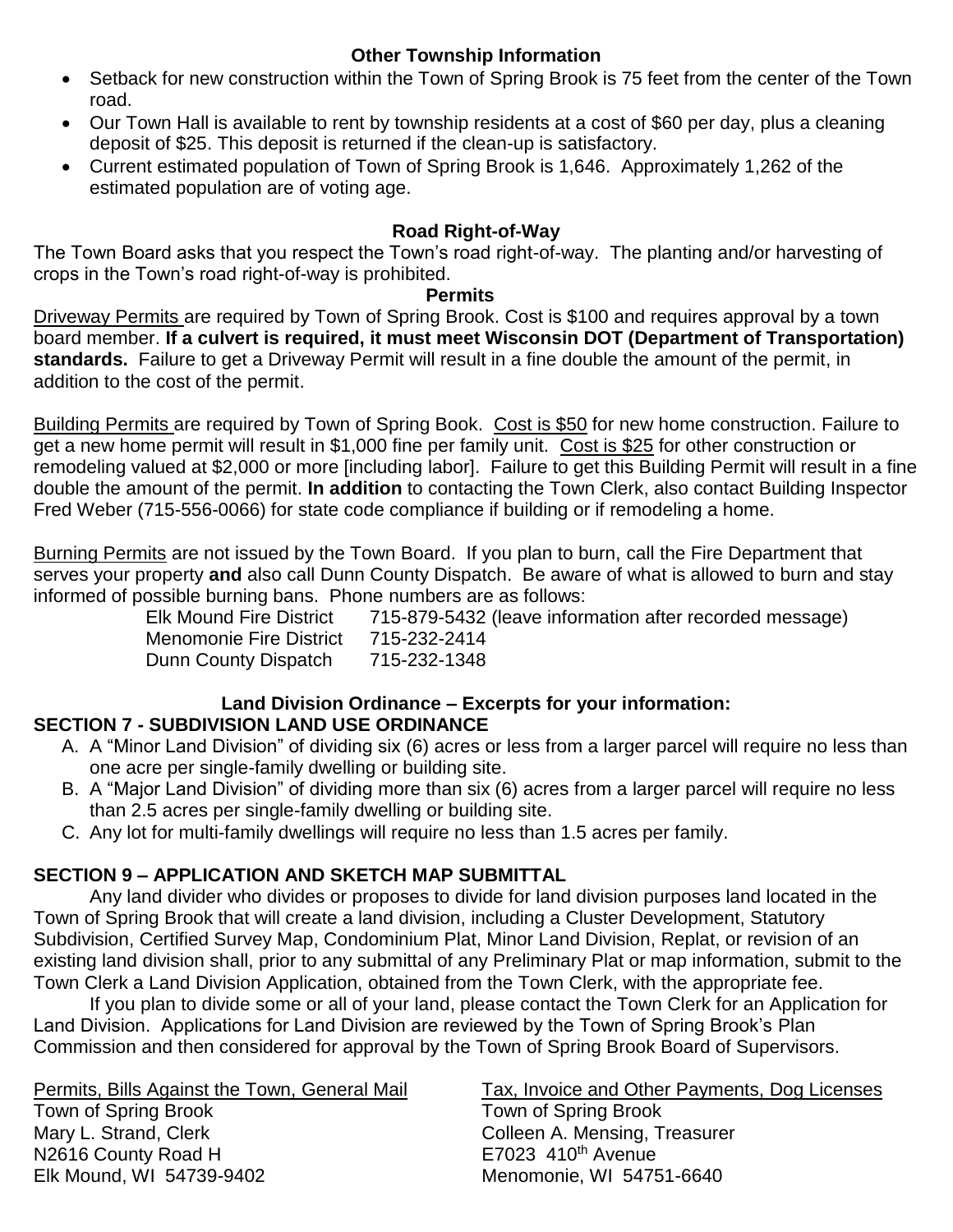## Other Township Information

- Setback for new construction within the Town of Spring Brook is 75 feet from the center of the Town road.
- Our Town Hall is available to rent by township residents at a cost of $60 per day, plus a cleaning deposit of $25. This deposit is returned if the clean-up is satisfactory.
- Current estimated population of Town of Spring Brook is 1,646. Approximately 1,262 of the estimated population are of voting age.

## Road Right-of-Way

The Town Board asks that you respect the Town's road right-of-way. The planting and/or harvesting of crops in the Town's road right-of-way is prohibited.

## Permits

Driveway Permits are required by Town of Spring Brook. Cost is $100 and requires approval by a town board member. **If a culvert is required, it must meet Wisconsin DOT (Department of Transportation) standards.** Failure to get a Driveway Permit will result in a fine double the amount of the permit, in addition to the cost of the permit.

Building Permits are required by Town of Spring Book. Cost is $50 for new home construction. Failure to get a new home permit will result in $1,000 fine per family unit. Cost is $25 for other construction or remodeling valued at $2,000 or more [including labor]. Failure to get this Building Permit will result in a fine double the amount of the permit. **In addition** to contacting the Town Clerk, also contact Building Inspector Fred Weber (715-556-0066) for state code compliance if building or if remodeling a home.

Burning Permits are not issued by the Town Board. If you plan to burn, call the Fire Department that serves your property **and** also call Dunn County Dispatch. Be aware of what is allowed to burn and stay informed of possible burning bans. Phone numbers are as follows:

| | |
|---|---|
| Elk Mound Fire District | 715-879-5432 (leave information after recorded message) |
| Menomonie Fire District | 715-232-2414 |
| Dunn County Dispatch | 715-232-1348 |

## Land Division Ordinance – Excerpts for your information:

### SECTION 7 - SUBDIVISION LAND USE ORDINANCE

A. A "Minor Land Division" of dividing six (6) acres or less from a larger parcel will require no less than one acre per single-family dwelling or building site.
B. A "Major Land Division" of dividing more than six (6) acres from a larger parcel will require no less than 2.5 acres per single-family dwelling or building site.
C. Any lot for multi-family dwellings will require no less than 1.5 acres per family.

### SECTION 9 – APPLICATION AND SKETCH MAP SUBMITTAL

Any land divider who divides or proposes to divide for land division purposes land located in the Town of Spring Brook that will create a land division, including a Cluster Development, Statutory Subdivision, Certified Survey Map, Condominium Plat, Minor Land Division, Replat, or revision of an existing land division shall, prior to any submittal of any Preliminary Plat or map information, submit to the Town Clerk a Land Division Application, obtained from the Town Clerk, with the appropriate fee.

If you plan to divide some or all of your land, please contact the Town Clerk for an Application for Land Division. Applications for Land Division are reviewed by the Town of Spring Brook's Plan Commission and then considered for approval by the Town of Spring Brook Board of Supervisors.

Permits, Bills Against the Town, General Mail
Town of Spring Brook
Mary L. Strand, Clerk
N2616 County Road H
Elk Mound, WI 54739-9402

Tax, Invoice and Other Payments, Dog Licenses
Town of Spring Brook
Colleen A. Mensing, Treasurer
E7023 410th Avenue
Menomonie, WI 54751-6640